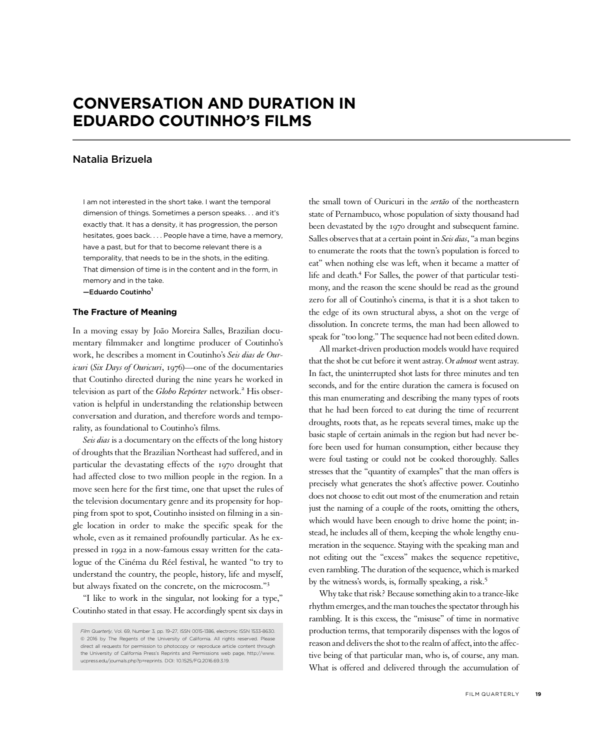# CONVERSATION AND DURATION IN EDUARDO COUTINHO'S FILMS

## Natalia Brizuela

> I am not interested in the short take. I want the temporal dimension of things. Sometimes a person speaks. . . and it's exactly that. It has a density, it has progression, the person hesitates, goes back. . . . People have a time, have a memory, have a past, but for that to become relevant there is a temporality, that needs to be in the shots, in the editing. That dimension of time is in the content and in the form, in memory and in the take.
>
> **—Eduardo Coutinho**[1]

### The Fracture of Meaning

In a moving essay by João Moreira Salles, Brazilian documentary filmmaker and longtime producer of Coutinho's work, he describes a moment in Coutinho's *Seis dias de Ouricuri* (*Six Days of Ouricuri*, 1976)—one of the documentaries that Coutinho directed during the nine years he worked in television as part of the *Globo Repórter* network.[2] His observation is helpful in understanding the relationship between conversation and duration, and therefore words and temporality, as foundational to Coutinho's films.

*Seis dias* is a documentary on the effects of the long history of droughts that the Brazilian Northeast had suffered, and in particular the devastating effects of the 1970 drought that had affected close to two million people in the region. In a move seen here for the first time, one that upset the rules of the television documentary genre and its propensity for hopping from spot to spot, Coutinho insisted on filming in a single location in order to make the specific speak for the whole, even as it remained profoundly particular. As he expressed in 1992 in a now-famous essay written for the catalogue of the Cinéma du Réel festival, he wanted "to try to understand the country, the people, history, life and myself, but always fixated on the concrete, on the microcosm."[3]

"I like to work in the singular, not looking for a type," Coutinho stated in that essay. He accordingly spent six days in the small town of Ouricuri in the *sertão* of the northeastern state of Pernambuco, whose population of sixty thousand had been devastated by the 1970 drought and subsequent famine. Salles observes that at a certain point in *Seis dias*, "a man begins to enumerate the roots that the town's population is forced to eat" when nothing else was left, when it became a matter of life and death.[4] For Salles, the power of that particular testimony, and the reason the scene should be read as the ground zero for all of Coutinho's cinema, is that it is a shot taken to the edge of its own structural abyss, a shot on the verge of dissolution. In concrete terms, the man had been allowed to speak for "too long." The sequence had not been edited down.

All market-driven production models would have required that the shot be cut before it went astray. Or *almost* went astray. In fact, the uninterrupted shot lasts for three minutes and ten seconds, and for the entire duration the camera is focused on this man enumerating and describing the many types of roots that he had been forced to eat during the time of recurrent droughts, roots that, as he repeats several times, make up the basic staple of certain animals in the region but had never before been used for human consumption, either because they were foul tasting or could not be cooked thoroughly. Salles stresses that the "quantity of examples" that the man offers is precisely what generates the shot's affective power. Coutinho does not choose to edit out most of the enumeration and retain just the naming of a couple of the roots, omitting the others, which would have been enough to drive home the point; instead, he includes all of them, keeping the whole lengthy enumeration in the sequence. Staying with the speaking man and not editing out the "excess" makes the sequence repetitive, even rambling. The duration of the sequence, which is marked by the witness's words, is, formally speaking, a risk.[5]

Why take that risk? Because something akin to a trance-like rhythm emerges, and the man touches the spectator through his rambling. It is this excess, the "misuse" of time in normative production terms, that temporarily dispenses with the logos of reason and delivers the shot to the realm of affect, into the affective being of that particular man, who is, of course, any man. What is offered and delivered through the accumulation of

*Film Quarterly*, Vol. 69, Number 3, pp. 19–27, ISSN 0015-1386, electronic ISSN 1533-8630. © 2016 by The Regents of the University of California. All rights reserved. Please direct all requests for permission to photocopy or reproduce article content through the University of California Press's Reprints and Permissions web page, http://www.ucpress.edu/journals.php?p=reprints. DOI: 10.1525/FQ.2016.69.3.19.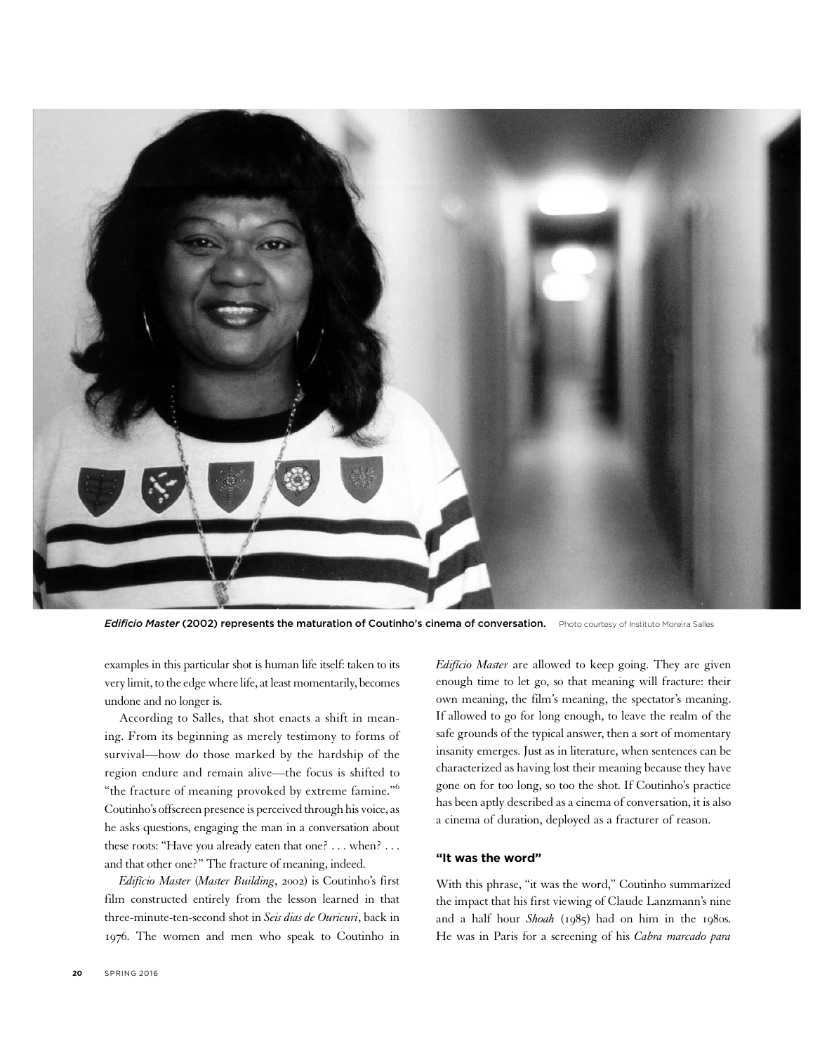*Edifício Master* (2002) represents the maturation of Coutinho's cinema of conversation. Photo courtesy of Instituto Moreira Salles

examples in this particular shot is human life itself: taken to its very limit, to the edge where life, at least momentarily, becomes undone and no longer is.

According to Salles, that shot enacts a shift in meaning. From its beginning as merely testimony to forms of survival—how do those marked by the hardship of the region endure and remain alive—the focus is shifted to "the fracture of meaning provoked by extreme famine."[6] Coutinho's offscreen presence is perceived through his voice, as he asks questions, engaging the man in a conversation about these roots: "Have you already eaten that one? . . . when? . . . and that other one?" The fracture of meaning, indeed.

*Edifício Master* (*Master Building*, 2002) is Coutinho's first film constructed entirely from the lesson learned in that three-minute-ten-second shot in *Seis dias de Ouricuri*, back in 1976. The women and men who speak to Coutinho in *Edifício Master* are allowed to keep going. They are given enough time to let go, so that meaning will fracture: their own meaning, the film's meaning, the spectator's meaning. If allowed to go for long enough, to leave the realm of the safe grounds of the typical answer, then a sort of momentary insanity emerges. Just as in literature, when sentences can be characterized as having lost their meaning because they have gone on for too long, so too the shot. If Coutinho's practice has been aptly described as a cinema of conversation, it is also a cinema of duration, deployed as a fracturer of reason.

### "It was the word"

With this phrase, "it was the word," Coutinho summarized the impact that his first viewing of Claude Lanzmann's nine and a half hour *Shoah* (1985) had on him in the 1980s. He was in Paris for a screening of his *Cabra marcado para*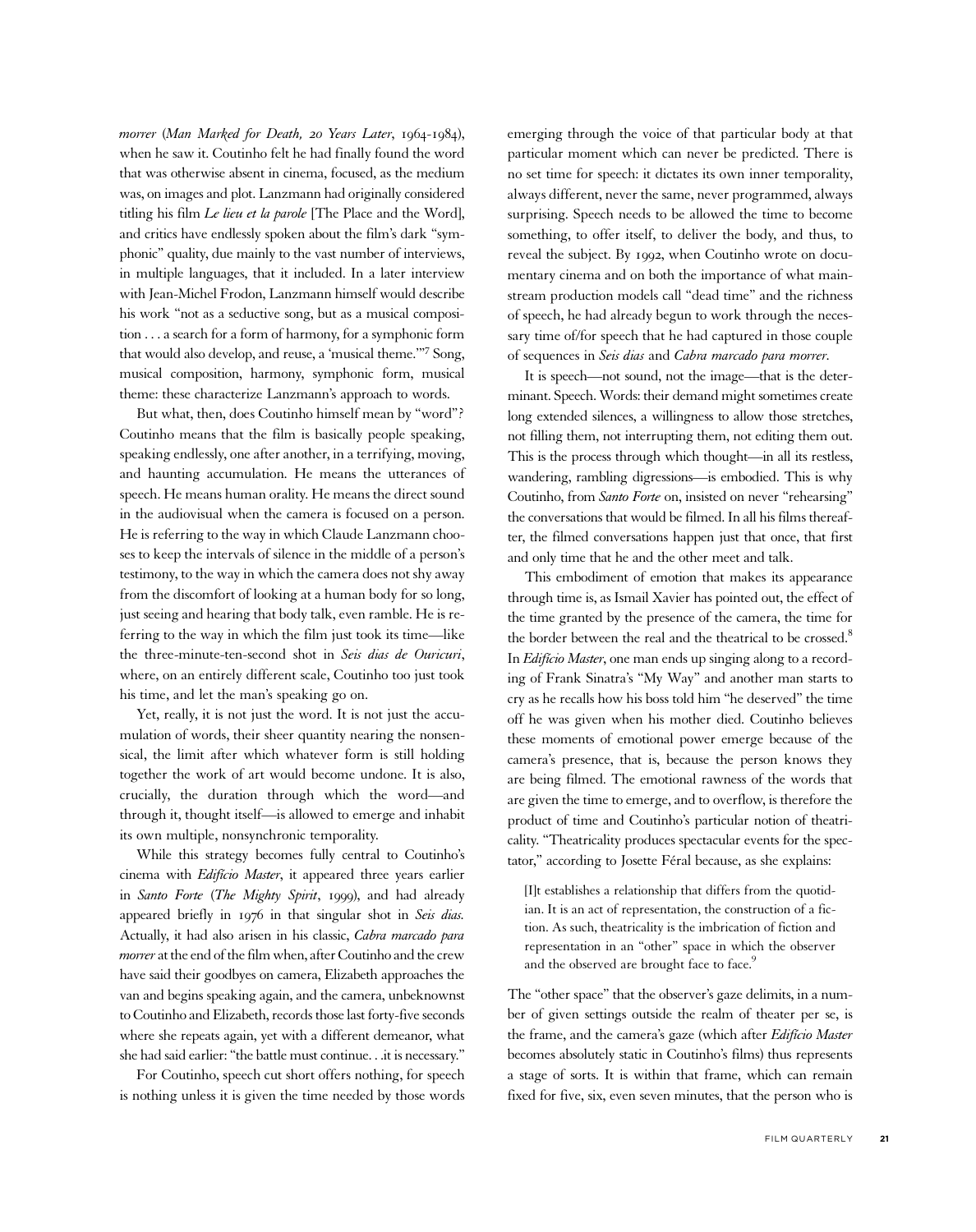*morrer* (*Man Marked for Death, 20 Years Later*, 1964-1984), when he saw it. Coutinho felt he had finally found the word that was otherwise absent in cinema, focused, as the medium was, on images and plot. Lanzmann had originally considered titling his film *Le lieu et la parole* [The Place and the Word], and critics have endlessly spoken about the film's dark "symphonic" quality, due mainly to the vast number of interviews, in multiple languages, that it included. In a later interview with Jean-Michel Frodon, Lanzmann himself would describe his work "not as a seductive song, but as a musical composition . . . a search for a form of harmony, for a symphonic form that would also develop, and reuse, a 'musical theme.'"[7] Song, musical composition, harmony, symphonic form, musical theme: these characterize Lanzmann's approach to words.

But what, then, does Coutinho himself mean by "word"? Coutinho means that the film is basically people speaking, speaking endlessly, one after another, in a terrifying, moving, and haunting accumulation. He means the utterances of speech. He means human orality. He means the direct sound in the audiovisual when the camera is focused on a person. He is referring to the way in which Claude Lanzmann chooses to keep the intervals of silence in the middle of a person's testimony, to the way in which the camera does not shy away from the discomfort of looking at a human body for so long, just seeing and hearing that body talk, even ramble. He is referring to the way in which the film just took its time—like the three-minute-ten-second shot in *Seis dias de Ouricuri*, where, on an entirely different scale, Coutinho too just took his time, and let the man's speaking go on.

Yet, really, it is not just the word. It is not just the accumulation of words, their sheer quantity nearing the nonsensical, the limit after which whatever form is still holding together the work of art would become undone. It is also, crucially, the duration through which the word—and through it, thought itself—is allowed to emerge and inhabit its own multiple, nonsynchronic temporality.

While this strategy becomes fully central to Coutinho's cinema with *Edifício Master*, it appeared three years earlier in *Santo Forte* (*The Mighty Spirit*, 1999), and had already appeared briefly in 1976 in that singular shot in *Seis dias*. Actually, it had also arisen in his classic, *Cabra marcado para morrer* at the end of the film when, after Coutinho and the crew have said their goodbyes on camera, Elizabeth approaches the van and begins speaking again, and the camera, unbeknownst to Coutinho and Elizabeth, records those last forty-five seconds where she repeats again, yet with a different demeanor, what she had said earlier: "the battle must continue. . .it is necessary."

For Coutinho, speech cut short offers nothing, for speech is nothing unless it is given the time needed by those words emerging through the voice of that particular body at that particular moment which can never be predicted. There is no set time for speech: it dictates its own inner temporality, always different, never the same, never programmed, always surprising. Speech needs to be allowed the time to become something, to offer itself, to deliver the body, and thus, to reveal the subject. By 1992, when Coutinho wrote on documentary cinema and on both the importance of what mainstream production models call "dead time" and the richness of speech, he had already begun to work through the necessary time of/for speech that he had captured in those couple of sequences in *Seis dias* and *Cabra marcado para morrer*.

It is speech—not sound, not the image—that is the determinant. Speech. Words: their demand might sometimes create long extended silences, a willingness to allow those stretches, not filling them, not interrupting them, not editing them out. This is the process through which thought—in all its restless, wandering, rambling digressions—is embodied. This is why Coutinho, from *Santo Forte* on, insisted on never "rehearsing" the conversations that would be filmed. In all his films thereafter, the filmed conversations happen just that once, that first and only time that he and the other meet and talk.

This embodiment of emotion that makes its appearance through time is, as Ismail Xavier has pointed out, the effect of the time granted by the presence of the camera, the time for the border between the real and the theatrical to be crossed.[8] In *Edifício Master*, one man ends up singing along to a recording of Frank Sinatra's "My Way" and another man starts to cry as he recalls how his boss told him "he deserved" the time off he was given when his mother died. Coutinho believes these moments of emotional power emerge because of the camera's presence, that is, because the person knows they are being filmed. The emotional rawness of the words that are given the time to emerge, and to overflow, is therefore the product of time and Coutinho's particular notion of theatricality. "Theatricality produces spectacular events for the spectator," according to Josette Féral because, as she explains:

> [I]t establishes a relationship that differs from the quotidian. It is an act of representation, the construction of a fiction. As such, theatricality is the imbrication of fiction and representation in an "other" space in which the observer and the observed are brought face to face.[9]

The "other space" that the observer's gaze delimits, in a number of given settings outside the realm of theater per se, is the frame, and the camera's gaze (which after *Edifício Master* becomes absolutely static in Coutinho's films) thus represents a stage of sorts. It is within that frame, which can remain fixed for five, six, even seven minutes, that the person who is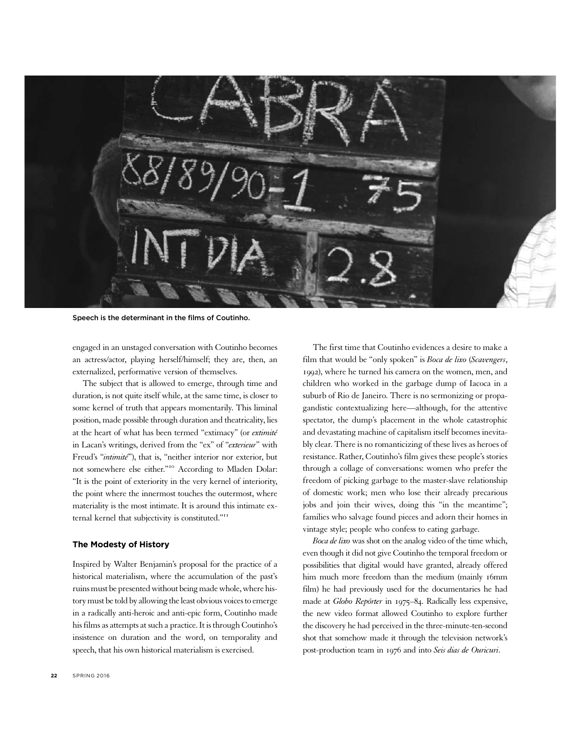Speech is the determinant in the films of Coutinho.

engaged in an unstaged conversation with Coutinho becomes an actress/actor, playing herself/himself; they are, then, an externalized, performative version of themselves.

The subject that is allowed to emerge, through time and duration, is not quite itself while, at the same time, is closer to some kernel of truth that appears momentarily. This liminal position, made possible through duration and theatricality, lies at the heart of what has been termed "extimacy" (or *extimité* in Lacan's writings, derived from the "ex" of "*exterieur*" with Freud's "*intimité*"), that is, "neither interior nor exterior, but not somewhere else either."[10] According to Mladen Dolar: "It is the point of exteriority in the very kernel of interiority, the point where the innermost touches the outermost, where materiality is the most intimate. It is around this intimate external kernel that subjectivity is constituted."[11]

## The Modesty of History

Inspired by Walter Benjamin's proposal for the practice of a historical materialism, where the accumulation of the past's ruins must be presented without being made whole, where history must be told by allowing the least obvious voices to emerge in a radically anti-heroic and anti-epic form, Coutinho made his films as attempts at such a practice. It is through Coutinho's insistence on duration and the word, on temporality and speech, that his own historical materialism is exercised.

The first time that Coutinho evidences a desire to make a film that would be "only spoken" is *Boca de lixo* (*Scavengers*, 1992), where he turned his camera on the women, men, and children who worked in the garbage dump of Iacoca in a suburb of Rio de Janeiro. There is no sermonizing or propagandistic contextualizing here—although, for the attentive spectator, the dump's placement in the whole catastrophic and devastating machine of capitalism itself becomes inevitably clear. There is no romanticizing of these lives as heroes of resistance. Rather, Coutinho's film gives these people's stories through a collage of conversations: women who prefer the freedom of picking garbage to the master-slave relationship of domestic work; men who lose their already precarious jobs and join their wives, doing this "in the meantime"; families who salvage found pieces and adorn their homes in vintage style; people who confess to eating garbage.

*Boca de lixo* was shot on the analog video of the time which, even though it did not give Coutinho the temporal freedom or possibilities that digital would have granted, already offered him much more freedom than the medium (mainly 16mm film) he had previously used for the documentaries he had made at *Globo Repórter* in 1975–84. Radically less expensive, the new video format allowed Coutinho to explore further the discovery he had perceived in the three-minute-ten-second shot that somehow made it through the television network's post-production team in 1976 and into *Seis dias de Ouricuri*.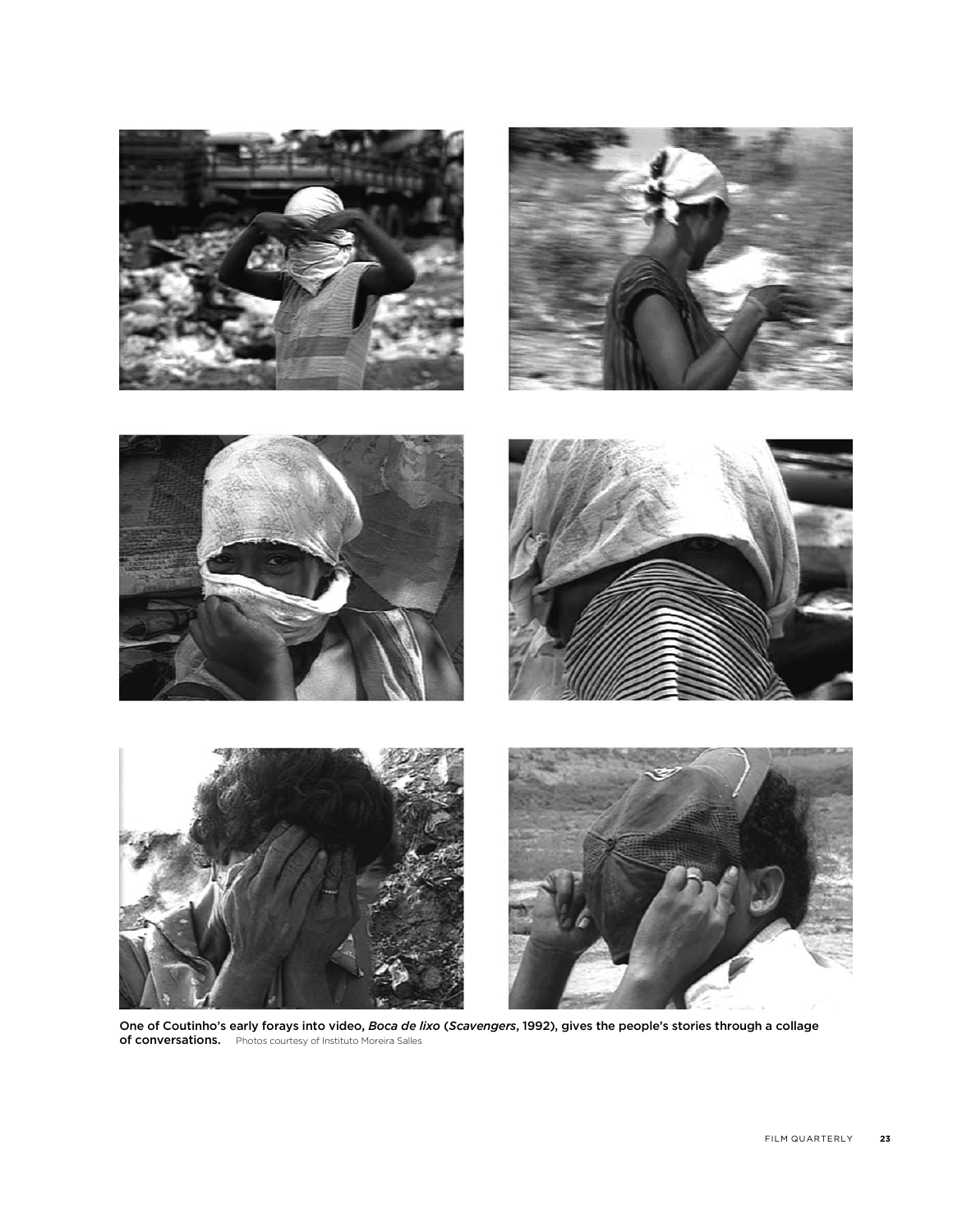One of Coutinho's early forays into video, *Boca de lixo* (*Scavengers*, 1992), gives the people's stories through a collage of conversations. Photos courtesy of Instituto Moreira Salles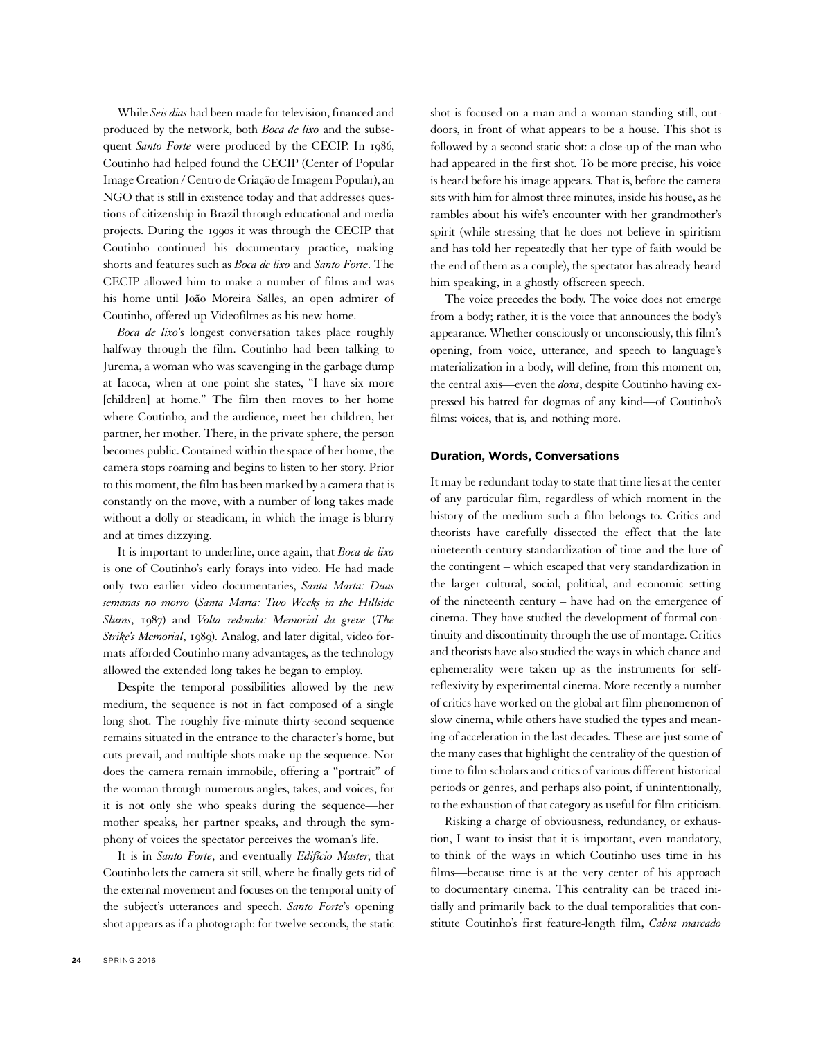While *Seis dias* had been made for television, financed and produced by the network, both *Boca de lixo* and the subsequent *Santo Forte* were produced by the CECIP. In 1986, Coutinho had helped found the CECIP (Center of Popular Image Creation / Centro de Criação de Imagem Popular), an NGO that is still in existence today and that addresses questions of citizenship in Brazil through educational and media projects. During the 1990s it was through the CECIP that Coutinho continued his documentary practice, making shorts and features such as *Boca de lixo* and *Santo Forte*. The CECIP allowed him to make a number of films and was his home until João Moreira Salles, an open admirer of Coutinho, offered up Videofilmes as his new home.

*Boca de lixo*'s longest conversation takes place roughly halfway through the film. Coutinho had been talking to Jurema, a woman who was scavenging in the garbage dump at Iacoca, when at one point she states, "I have six more [children] at home." The film then moves to her home where Coutinho, and the audience, meet her children, her partner, her mother. There, in the private sphere, the person becomes public. Contained within the space of her home, the camera stops roaming and begins to listen to her story. Prior to this moment, the film has been marked by a camera that is constantly on the move, with a number of long takes made without a dolly or steadicam, in which the image is blurry and at times dizzying.

It is important to underline, once again, that *Boca de lixo* is one of Coutinho's early forays into video. He had made only two earlier video documentaries, *Santa Marta: Duas semanas no morro* (*Santa Marta: Two Weeks in the Hillside Slums*, 1987) and *Volta redonda: Memorial da greve* (*The Strike's Memorial*, 1989). Analog, and later digital, video formats afforded Coutinho many advantages, as the technology allowed the extended long takes he began to employ.

Despite the temporal possibilities allowed by the new medium, the sequence is not in fact composed of a single long shot. The roughly five-minute-thirty-second sequence remains situated in the entrance to the character's home, but cuts prevail, and multiple shots make up the sequence. Nor does the camera remain immobile, offering a "portrait" of the woman through numerous angles, takes, and voices, for it is not only she who speaks during the sequence—her mother speaks, her partner speaks, and through the symphony of voices the spectator perceives the woman's life.

It is in *Santo Forte*, and eventually *Edifício Master*, that Coutinho lets the camera sit still, where he finally gets rid of the external movement and focuses on the temporal unity of the subject's utterances and speech. *Santo Forte*'s opening shot appears as if a photograph: for twelve seconds, the static shot is focused on a man and a woman standing still, outdoors, in front of what appears to be a house. This shot is followed by a second static shot: a close-up of the man who had appeared in the first shot. To be more precise, his voice is heard before his image appears. That is, before the camera sits with him for almost three minutes, inside his house, as he rambles about his wife's encounter with her grandmother's spirit (while stressing that he does not believe in spiritism and has told her repeatedly that her type of faith would be the end of them as a couple), the spectator has already heard him speaking, in a ghostly offscreen speech.

The voice precedes the body. The voice does not emerge from a body; rather, it is the voice that announces the body's appearance. Whether consciously or unconsciously, this film's opening, from voice, utterance, and speech to language's materialization in a body, will define, from this moment on, the central axis—even the *doxa*, despite Coutinho having expressed his hatred for dogmas of any kind—of Coutinho's films: voices, that is, and nothing more.

## Duration, Words, Conversations

It may be redundant today to state that time lies at the center of any particular film, regardless of which moment in the history of the medium such a film belongs to. Critics and theorists have carefully dissected the effect that the late nineteenth-century standardization of time and the lure of the contingent – which escaped that very standardization in the larger cultural, social, political, and economic setting of the nineteenth century – have had on the emergence of cinema. They have studied the development of formal continuity and discontinuity through the use of montage. Critics and theorists have also studied the ways in which chance and ephemerality were taken up as the instruments for self-reflexivity by experimental cinema. More recently a number of critics have worked on the global art film phenomenon of slow cinema, while others have studied the types and meaning of acceleration in the last decades. These are just some of the many cases that highlight the centrality of the question of time to film scholars and critics of various different historical periods or genres, and perhaps also point, if unintentionally, to the exhaustion of that category as useful for film criticism.

Risking a charge of obviousness, redundancy, or exhaustion, I want to insist that it is important, even mandatory, to think of the ways in which Coutinho uses time in his films—because time is at the very center of his approach to documentary cinema. This centrality can be traced initially and primarily back to the dual temporalities that constitute Coutinho's first feature-length film, *Cabra marcado*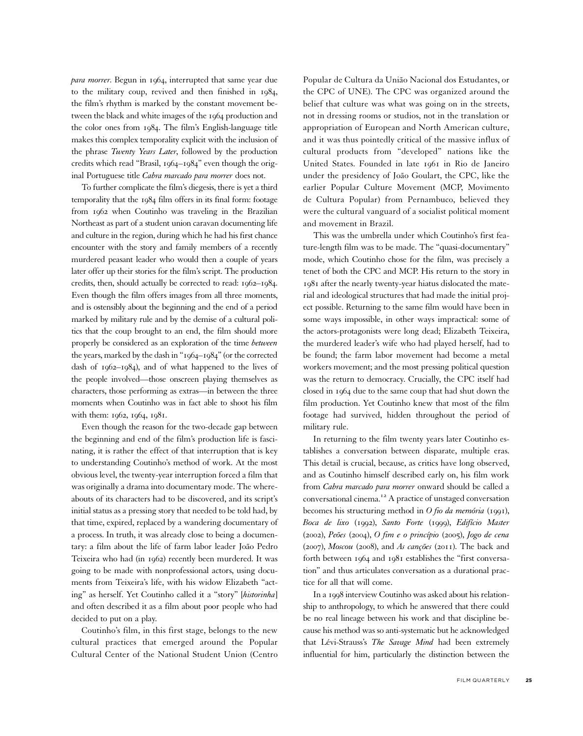*para morrer*. Begun in 1964, interrupted that same year due to the military coup, revived and then finished in 1984, the film's rhythm is marked by the constant movement between the black and white images of the 1964 production and the color ones from 1984. The film's English-language title makes this complex temporality explicit with the inclusion of the phrase *Twenty Years Later*, followed by the production credits which read "Brasil, 1964–1984" even though the original Portuguese title *Cabra marcado para morrer* does not.

To further complicate the film's diegesis, there is yet a third temporality that the 1984 film offers in its final form: footage from 1962 when Coutinho was traveling in the Brazilian Northeast as part of a student union caravan documenting life and culture in the region, during which he had his first chance encounter with the story and family members of a recently murdered peasant leader who would then a couple of years later offer up their stories for the film's script. The production credits, then, should actually be corrected to read: 1962–1984. Even though the film offers images from all three moments, and is ostensibly about the beginning and the end of a period marked by military rule and by the demise of a cultural politics that the coup brought to an end, the film should more properly be considered as an exploration of the time *between* the years, marked by the dash in "1964–1984" (or the corrected dash of 1962–1984), and of what happened to the lives of the people involved—those onscreen playing themselves as characters, those performing as extras—in between the three moments when Coutinho was in fact able to shoot his film with them: 1962, 1964, 1981.

Even though the reason for the two-decade gap between the beginning and end of the film's production life is fascinating, it is rather the effect of that interruption that is key to understanding Coutinho's method of work. At the most obvious level, the twenty-year interruption forced a film that was originally a drama into documentary mode. The whereabouts of its characters had to be discovered, and its script's initial status as a pressing story that needed to be told had, by that time, expired, replaced by a wandering documentary of a process. In truth, it was already close to being a documentary: a film about the life of farm labor leader João Pedro Teixeira who had (in 1962) recently been murdered. It was going to be made with nonprofessional actors, using documents from Teixeira's life, with his widow Elizabeth "acting" as herself. Yet Coutinho called it a "story" [*historinha*] and often described it as a film about poor people who had decided to put on a play.

Coutinho's film, in this first stage, belongs to the new cultural practices that emerged around the Popular Cultural Center of the National Student Union (Centro Popular de Cultura da União Nacional dos Estudantes, or the CPC of UNE). The CPC was organized around the belief that culture was what was going on in the streets, not in dressing rooms or studios, not in the translation or appropriation of European and North American culture, and it was thus pointedly critical of the massive influx of cultural products from "developed" nations like the United States. Founded in late 1961 in Rio de Janeiro under the presidency of João Goulart, the CPC, like the earlier Popular Culture Movement (MCP, Movimento de Cultura Popular) from Pernambuco, believed they were the cultural vanguard of a socialist political moment and movement in Brazil.

This was the umbrella under which Coutinho's first feature-length film was to be made. The "quasi-documentary" mode, which Coutinho chose for the film, was precisely a tenet of both the CPC and MCP. His return to the story in 1981 after the nearly twenty-year hiatus dislocated the material and ideological structures that had made the initial project possible. Returning to the same film would have been in some ways impossible, in other ways impractical: some of the actors-protagonists were long dead; Elizabeth Teixeira, the murdered leader's wife who had played herself, had to be found; the farm labor movement had become a metal workers movement; and the most pressing political question was the return to democracy. Crucially, the CPC itself had closed in 1964 due to the same coup that had shut down the film production. Yet Coutinho knew that most of the film footage had survived, hidden throughout the period of military rule.

In returning to the film twenty years later Coutinho establishes a conversation between disparate, multiple eras. This detail is crucial, because, as critics have long observed, and as Coutinho himself described early on, his film work from *Cabra marcado para morrer* onward should be called a conversational cinema.[12] A practice of unstaged conversation becomes his structuring method in *O fio da memória* (1991), *Boca de lixo* (1992), *Santo Forte* (1999), *Edifício Master* (2002), *Peões* (2004), *O fim e o princípio* (2005), *Jogo de cena* (2007), *Moscou* (2008), and *As canções* (2011). The back and forth between 1964 and 1981 establishes the "first conversation" and thus articulates conversation as a durational practice for all that will come.

In a 1998 interview Coutinho was asked about his relationship to anthropology, to which he answered that there could be no real lineage between his work and that discipline because his method was so anti-systematic but he acknowledged that Lévi-Strauss's *The Savage Mind* had been extremely influential for him, particularly the distinction between the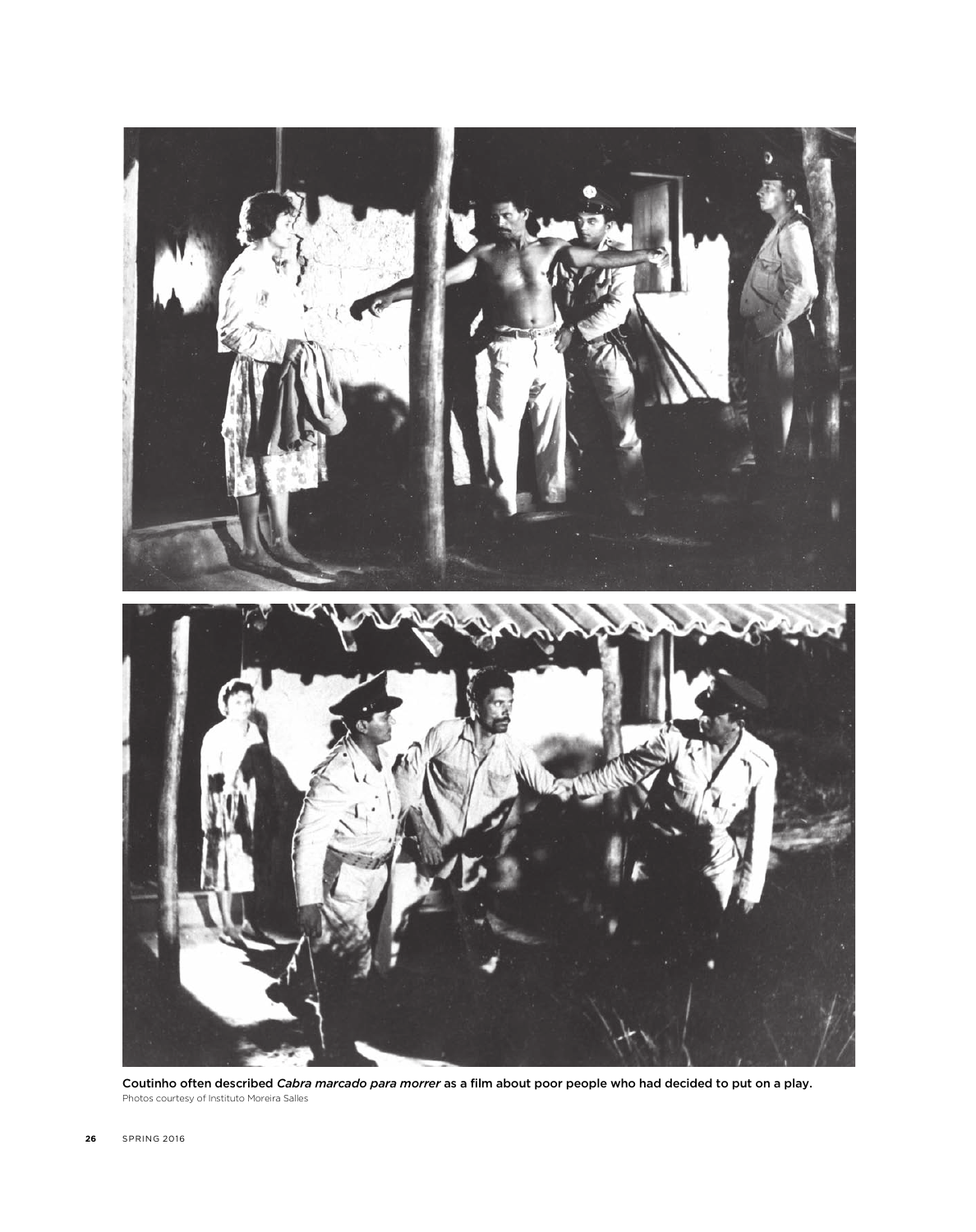Coutinho often described *Cabra marcado para morrer* as a film about poor people who had decided to put on a play.

Photos courtesy of Instituto Moreira Salles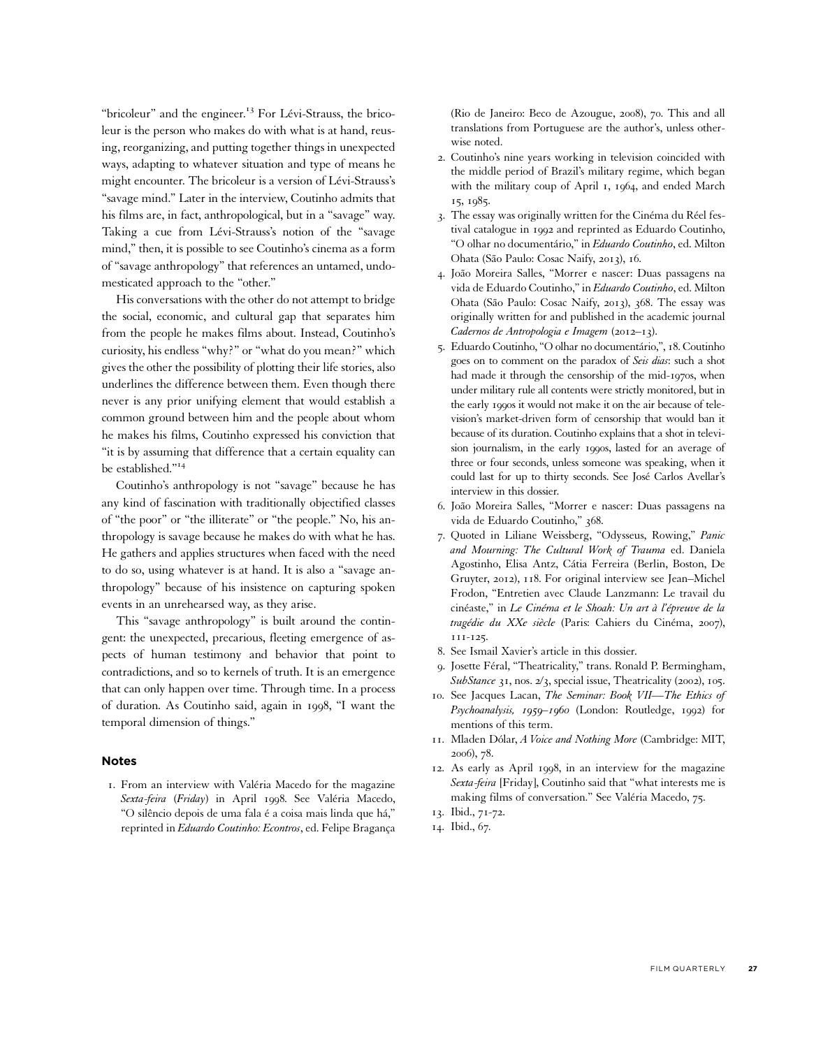"bricoleur" and the engineer.[13] For Lévi-Strauss, the bricoleur is the person who makes do with what is at hand, reusing, reorganizing, and putting together things in unexpected ways, adapting to whatever situation and type of means he might encounter. The bricoleur is a version of Lévi-Strauss's "savage mind." Later in the interview, Coutinho admits that his films are, in fact, anthropological, but in a "savage" way. Taking a cue from Lévi-Strauss's notion of the "savage mind," then, it is possible to see Coutinho's cinema as a form of "savage anthropology" that references an untamed, undomesticated approach to the "other."

His conversations with the other do not attempt to bridge the social, economic, and cultural gap that separates him from the people he makes films about. Instead, Coutinho's curiosity, his endless "why?" or "what do you mean?" which gives the other the possibility of plotting their life stories, also underlines the difference between them. Even though there never is any prior unifying element that would establish a common ground between him and the people about whom he makes his films, Coutinho expressed his conviction that "it is by assuming that difference that a certain equality can be established."[14]

Coutinho's anthropology is not "savage" because he has any kind of fascination with traditionally objectified classes of "the poor" or "the illiterate" or "the people." No, his anthropology is savage because he makes do with what he has. He gathers and applies structures when faced with the need to do so, using whatever is at hand. It is also a "savage anthropology" because of his insistence on capturing spoken events in an unrehearsed way, as they arise.

This "savage anthropology" is built around the contingent: the unexpected, precarious, fleeting emergence of aspects of human testimony and behavior that point to contradictions, and so to kernels of truth. It is an emergence that can only happen over time. Through time. In a process of duration. As Coutinho said, again in 1998, "I want the temporal dimension of things."

## Notes

1. From an interview with Valéria Macedo for the magazine *Sexta-feira* (*Friday*) in April 1998. See Valéria Macedo, "O silêncio depois de uma fala é a coisa mais linda que há," reprinted in *Eduardo Coutinho: Econtros*, ed. Felipe Bragança (Rio de Janeiro: Beco de Azougue, 2008), 70. This and all translations from Portuguese are the author's, unless otherwise noted.
2. Coutinho's nine years working in television coincided with the middle period of Brazil's military regime, which began with the military coup of April 1, 1964, and ended March 15, 1985.
3. The essay was originally written for the Cinéma du Réel festival catalogue in 1992 and reprinted as Eduardo Coutinho, "O olhar no documentário," in *Eduardo Coutinho*, ed. Milton Ohata (São Paulo: Cosac Naify, 2013), 16.
4. João Moreira Salles, "Morrer e nascer: Duas passagens na vida de Eduardo Coutinho," in *Eduardo Coutinho*, ed. Milton Ohata (São Paulo: Cosac Naify, 2013), 368. The essay was originally written for and published in the academic journal *Cadernos de Antropologia e Imagem* (2012–13).
5. Eduardo Coutinho, "O olhar no documentário,", 18. Coutinho goes on to comment on the paradox of *Seis dias*: such a shot had made it through the censorship of the mid-1970s, when under military rule all contents were strictly monitored, but in the early 1990s it would not make it on the air because of television's market-driven form of censorship that would ban it because of its duration. Coutinho explains that a shot in television journalism, in the early 1990s, lasted for an average of three or four seconds, unless someone was speaking, when it could last for up to thirty seconds. See José Carlos Avellar's interview in this dossier.
6. João Moreira Salles, "Morrer e nascer: Duas passagens na vida de Eduardo Coutinho," 368.
7. Quoted in Liliane Weissberg, "Odysseus, Rowing," *Panic and Mourning: The Cultural Work of Trauma* ed. Daniela Agostinho, Elisa Antz, Cátia Ferreira (Berlin, Boston, De Gruyter, 2012), 118. For original interview see Jean–Michel Frodon, "Entretien avec Claude Lanzmann: Le travail du cinéaste," in *Le Cinéma et le Shoah: Un art à l'épreuve de la tragédie du XXe siècle* (Paris: Cahiers du Cinéma, 2007), 111-125.
8. See Ismail Xavier's article in this dossier.
9. Josette Féral, "Theatricality," trans. Ronald P. Bermingham, *SubStance* 31, nos. 2/3, special issue, Theatricality (2002), 105.
10. See Jacques Lacan, *The Seminar: Book VII—The Ethics of Psychoanalysis, 1959–1960* (London: Routledge, 1992) for mentions of this term.
11. Mladen Dólar, *A Voice and Nothing More* (Cambridge: MIT, 2006), 78.
12. As early as April 1998, in an interview for the magazine *Sexta-feira* [Friday], Coutinho said that "what interests me is making films of conversation." See Valéria Macedo, 75.
13. Ibid., 71-72.
14. Ibid., 67.